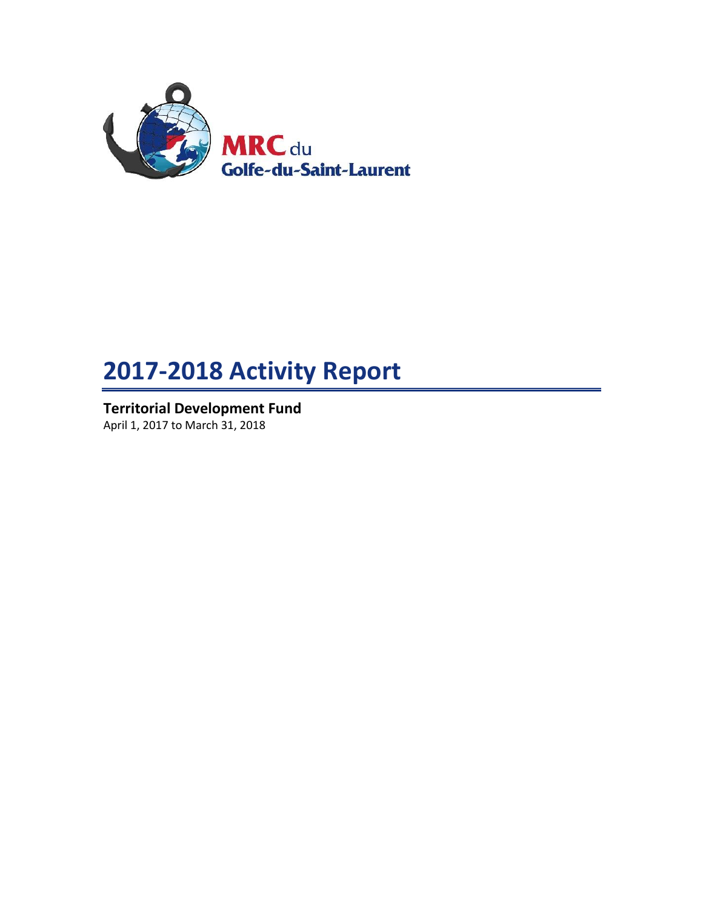MRC du Golfe-du-Saint-Laurent

# 2017-2018 Activity Report

## Territorial Development Fund

April 1, 2017 to March 31, 2018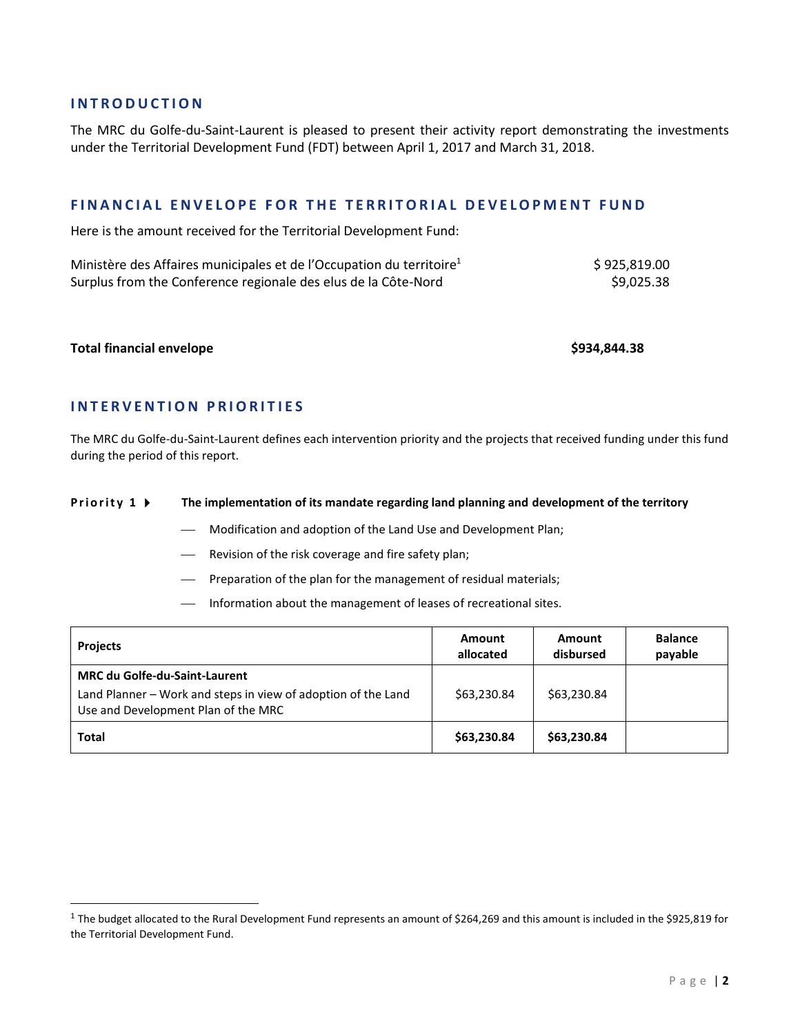## INTRODUCTION

The MRC du Golfe-du-Saint-Laurent is pleased to present their activity report demonstrating the investments under the Territorial Development Fund (FDT) between April 1, 2017 and March 31, 2018.

## FINANCIAL ENVELOPE FOR THE TERRITORIAL DEVELOPMENT FUND

Here is the amount received for the Territorial Development Fund:

| | |
|---|---|
| Ministère des Affaires municipales et de l'Occupation du territoire[1] | $ 925,819.00 |
| Surplus from the Conference regionale des elus de la Côte-Nord | $9,025.38 |
| **Total financial envelope** | **$934,844.38** |

## INTERVENTION PRIORITIES

The MRC du Golfe-du-Saint-Laurent defines each intervention priority and the projects that received funding under this fund during the period of this report.

**Priority 1 ▸ The implementation of its mandate regarding land planning and development of the territory**

- Modification and adoption of the Land Use and Development Plan;
- Revision of the risk coverage and fire safety plan;
- Preparation of the plan for the management of residual materials;
- Information about the management of leases of recreational sites.

| Projects | Amount allocated | Amount disbursed | Balance payable |
|---|---|---|---|
| **MRC du Golfe-du-Saint-Laurent**<br>Land Planner – Work and steps in view of adoption of the Land Use and Development Plan of the MRC | $63,230.84 | $63,230.84 | |
| **Total** | **$63,230.84** | **$63,230.84** | |

[1] The budget allocated to the Rural Development Fund represents an amount of $264,269 and this amount is included in the $925,819 for the Territorial Development Fund.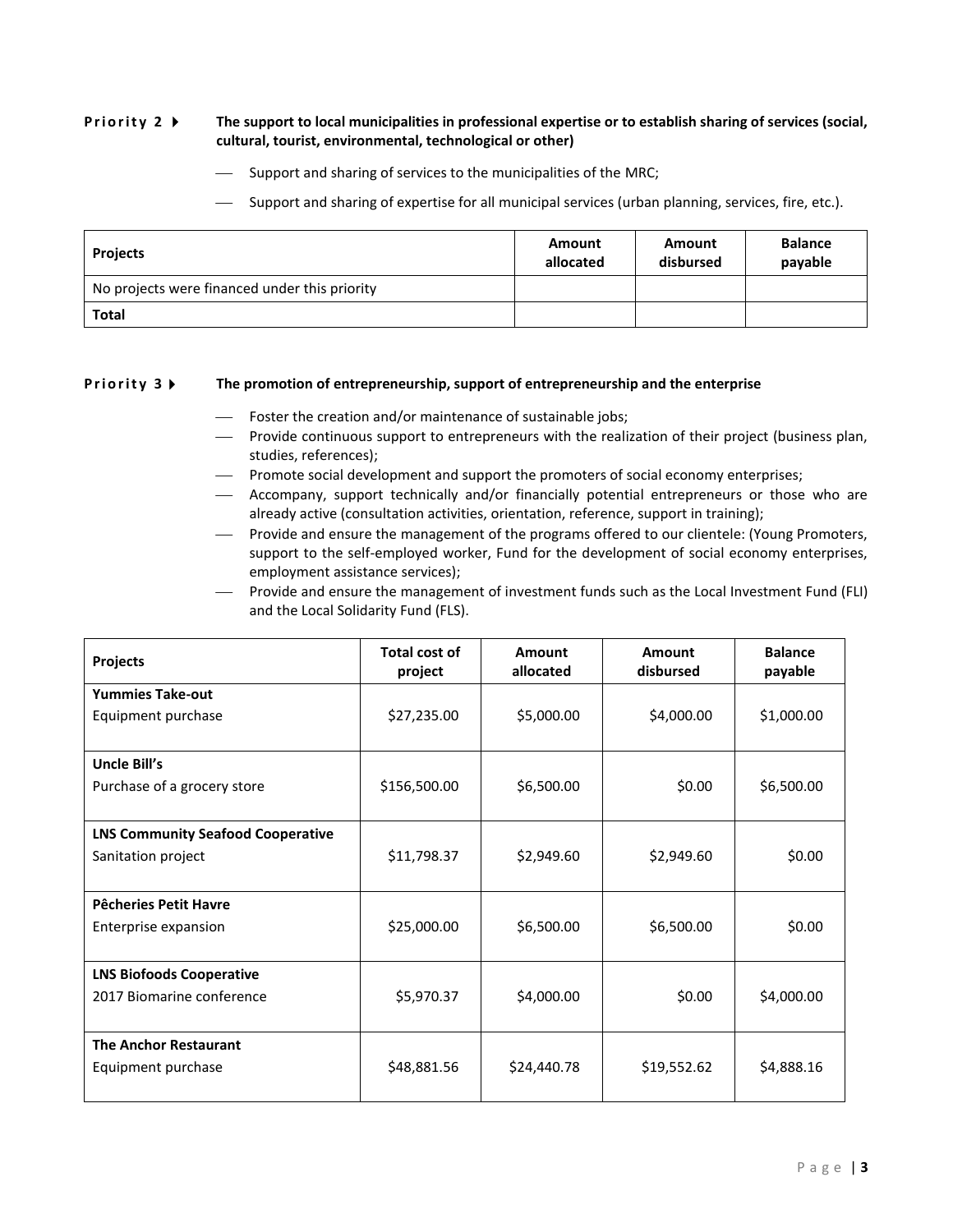**Priority 2 ▶ The support to local municipalities in professional expertise or to establish sharing of services (social, cultural, tourist, environmental, technological or other)**

- Support and sharing of services to the municipalities of the MRC;
- Support and sharing of expertise for all municipal services (urban planning, services, fire, etc.).

| Projects | Amount allocated | Amount disbursed | Balance payable |
|---|---|---|---|
| No projects were financed under this priority | | | |
| **Total** | | | |

**Priority 3 ▶ The promotion of entrepreneurship, support of entrepreneurship and the enterprise**

- Foster the creation and/or maintenance of sustainable jobs;
- Provide continuous support to entrepreneurs with the realization of their project (business plan, studies, references);
- Promote social development and support the promoters of social economy enterprises;
- Accompany, support technically and/or financially potential entrepreneurs or those who are already active (consultation activities, orientation, reference, support in training);
- Provide and ensure the management of the programs offered to our clientele: (Young Promoters, support to the self-employed worker, Fund for the development of social economy enterprises, employment assistance services);
- Provide and ensure the management of investment funds such as the Local Investment Fund (FLI) and the Local Solidarity Fund (FLS).

| Projects | Total cost of project | Amount allocated | Amount disbursed | Balance payable |
|---|---|---|---|---|
| **Yummies Take-out**<br>Equipment purchase | $27,235.00 | $5,000.00 | $4,000.00 | $1,000.00 |
| **Uncle Bill's**<br>Purchase of a grocery store | $156,500.00 | $6,500.00 | $0.00 | $6,500.00 |
| **LNS Community Seafood Cooperative**<br>Sanitation project | $11,798.37 | $2,949.60 | $2,949.60 | $0.00 |
| **Pêcheries Petit Havre**<br>Enterprise expansion | $25,000.00 | $6,500.00 | $6,500.00 | $0.00 |
| **LNS Biofoods Cooperative**<br>2017 Biomarine conference | $5,970.37 | $4,000.00 | $0.00 | $4,000.00 |
| **The Anchor Restaurant**<br>Equipment purchase | $48,881.56 | $24,440.78 | $19,552.62 | $4,888.16 |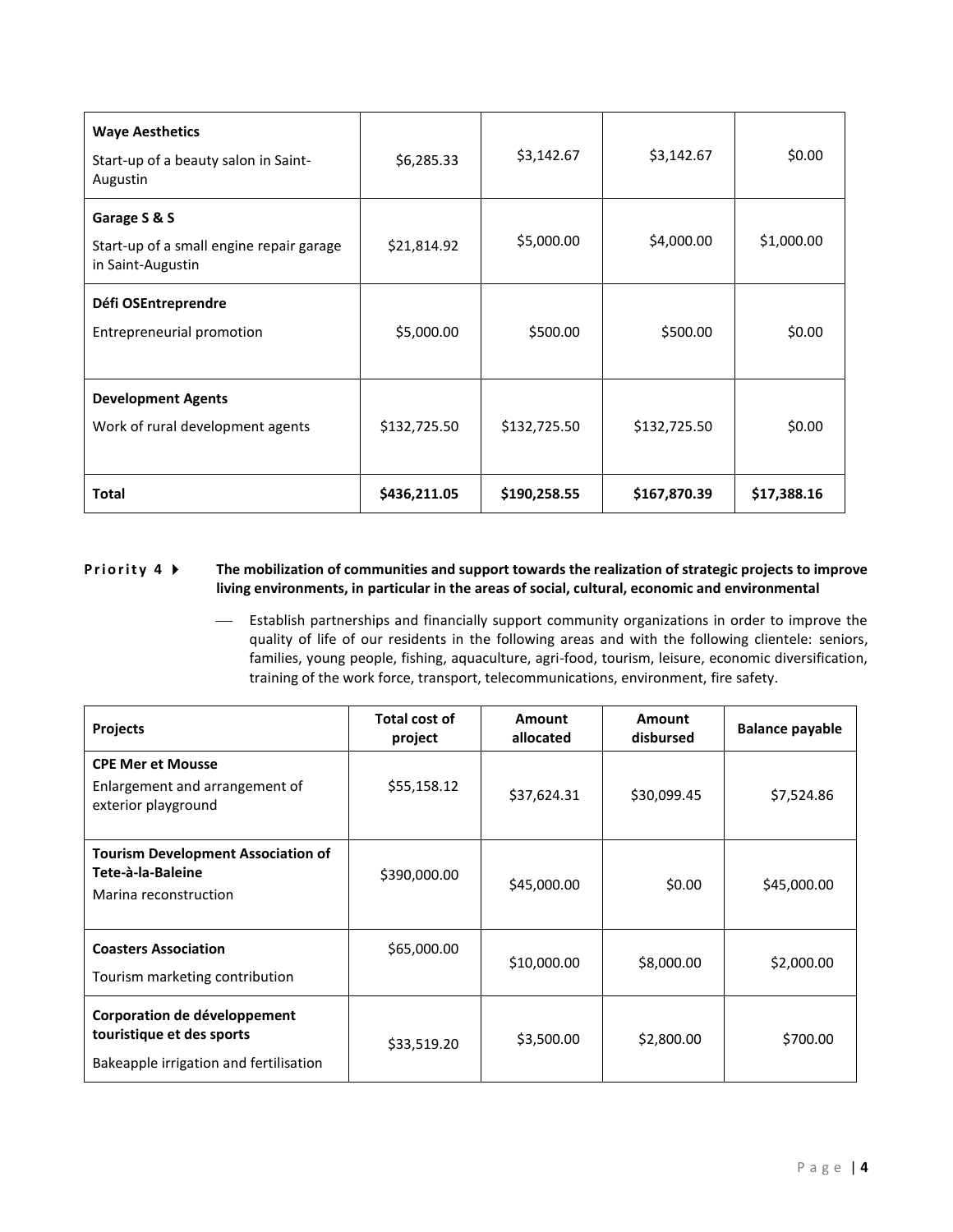| | | | | |
|---|---|---|---|---|
| **Waye Aesthetics**<br>Start-up of a beauty salon in Saint-Augustin | $6,285.33 | $3,142.67 | $3,142.67 | $0.00 |
| **Garage S & S**<br>Start-up of a small engine repair garage in Saint-Augustin | $21,814.92 | $5,000.00 | $4,000.00 | $1,000.00 |
| **Défi OSEntreprendre**<br>Entrepreneurial promotion | $5,000.00 | $500.00 | $500.00 | $0.00 |
| **Development Agents**<br>Work of rural development agents | $132,725.50 | $132,725.50 | $132,725.50 | $0.00 |
| **Total** | **$436,211.05** | **$190,258.55** | **$167,870.39** | **$17,388.16** |

**Priority 4 ▸** **The mobilization of communities and support towards the realization of strategic projects to improve living environments, in particular in the areas of social, cultural, economic and environmental**

- Establish partnerships and financially support community organizations in order to improve the quality of life of our residents in the following areas and with the following clientele: seniors, families, young people, fishing, aquaculture, agri-food, tourism, leisure, economic diversification, training of the work force, transport, telecommunications, environment, fire safety.

| Projects | Total cost of project | Amount allocated | Amount disbursed | Balance payable |
|---|---|---|---|---|
| **CPE Mer et Mousse**<br>Enlargement and arrangement of exterior playground | $55,158.12 | $37,624.31 | $30,099.45 | $7,524.86 |
| **Tourism Development Association of Tete-à-la-Baleine**<br>Marina reconstruction | $390,000.00 | $45,000.00 | $0.00 | $45,000.00 |
| **Coasters Association**<br>Tourism marketing contribution | $65,000.00 | $10,000.00 | $8,000.00 | $2,000.00 |
| **Corporation de développement touristique et des sports**<br>Bakeapple irrigation and fertilisation | $33,519.20 | $3,500.00 | $2,800.00 | $700.00 |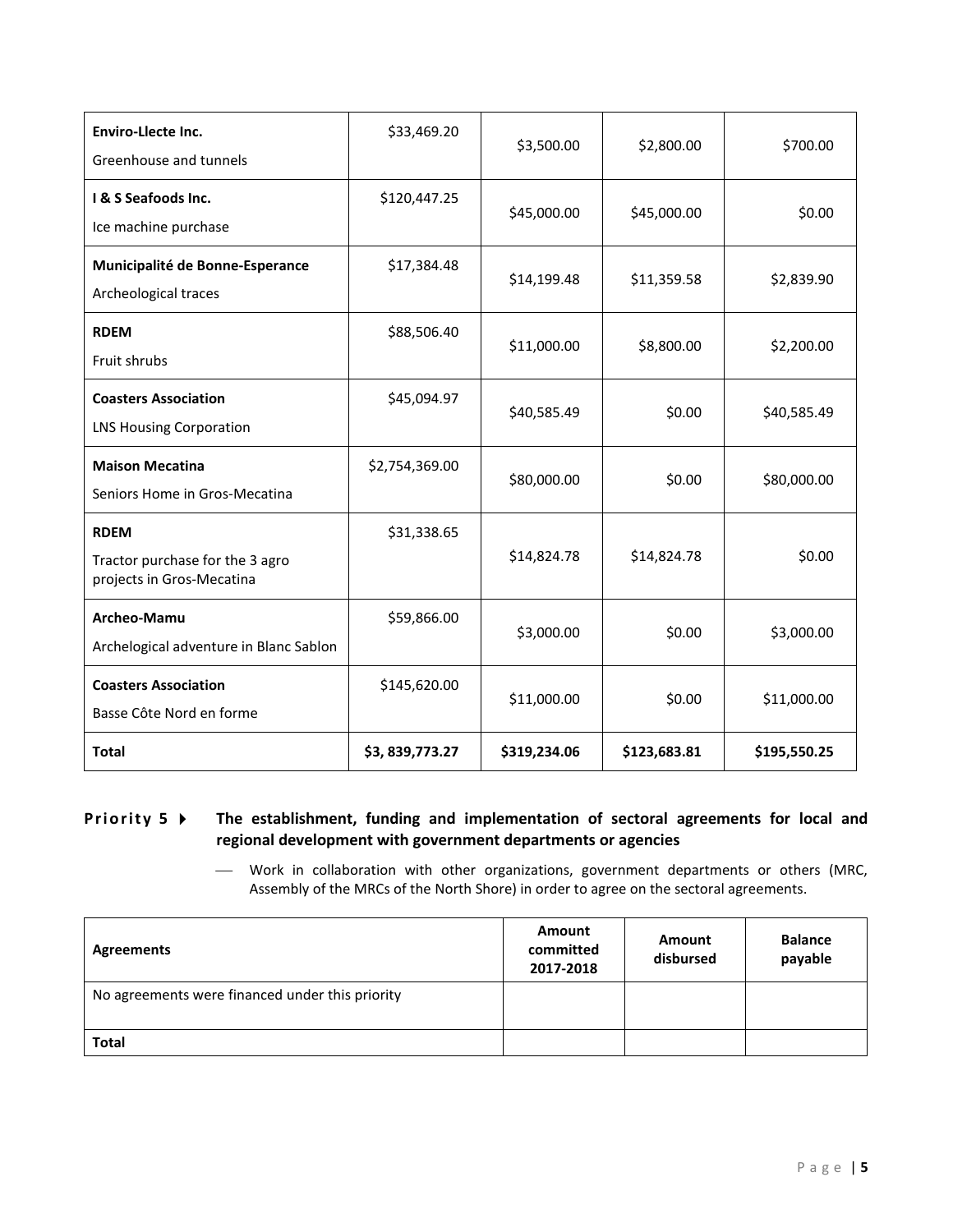| | | | | |
|---|---|---|---|---|
| **Enviro-Llecte Inc.**<br>Greenhouse and tunnels | $33,469.20 | $3,500.00 | $2,800.00 | $700.00 |
| **I & S Seafoods Inc.**<br>Ice machine purchase | $120,447.25 | $45,000.00 | $45,000.00 | $0.00 |
| **Municipalité de Bonne-Esperance**<br>Archeological traces | $17,384.48 | $14,199.48 | $11,359.58 | $2,839.90 |
| **RDEM**<br>Fruit shrubs | $88,506.40 | $11,000.00 | $8,800.00 | $2,200.00 |
| **Coasters Association**<br>LNS Housing Corporation | $45,094.97 | $40,585.49 | $0.00 | $40,585.49 |
| **Maison Mecatina**<br>Seniors Home in Gros-Mecatina | $2,754,369.00 | $80,000.00 | $0.00 | $80,000.00 |
| **RDEM**<br>Tractor purchase for the 3 agro projects in Gros-Mecatina | $31,338.65 | $14,824.78 | $14,824.78 | $0.00 |
| **Archeo-Mamu**<br>Archelogical adventure in Blanc Sablon | $59,866.00 | $3,000.00 | $0.00 | $3,000.00 |
| **Coasters Association**<br>Basse Côte Nord en forme | $145,620.00 | $11,000.00 | $0.00 | $11,000.00 |
| **Total** | **$3, 839,773.27** | **$319,234.06** | **$123,683.81** | **$195,550.25** |

## Priority 5 ▶ The establishment, funding and implementation of sectoral agreements for local and regional development with government departments or agencies

- Work in collaboration with other organizations, government departments or others (MRC, Assembly of the MRCs of the North Shore) in order to agree on the sectoral agreements.

| **Agreements** | **Amount committed 2017-2018** | **Amount disbursed** | **Balance payable** |
|---|---|---|---|
| No agreements were financed under this priority | | | |
| **Total** | | | |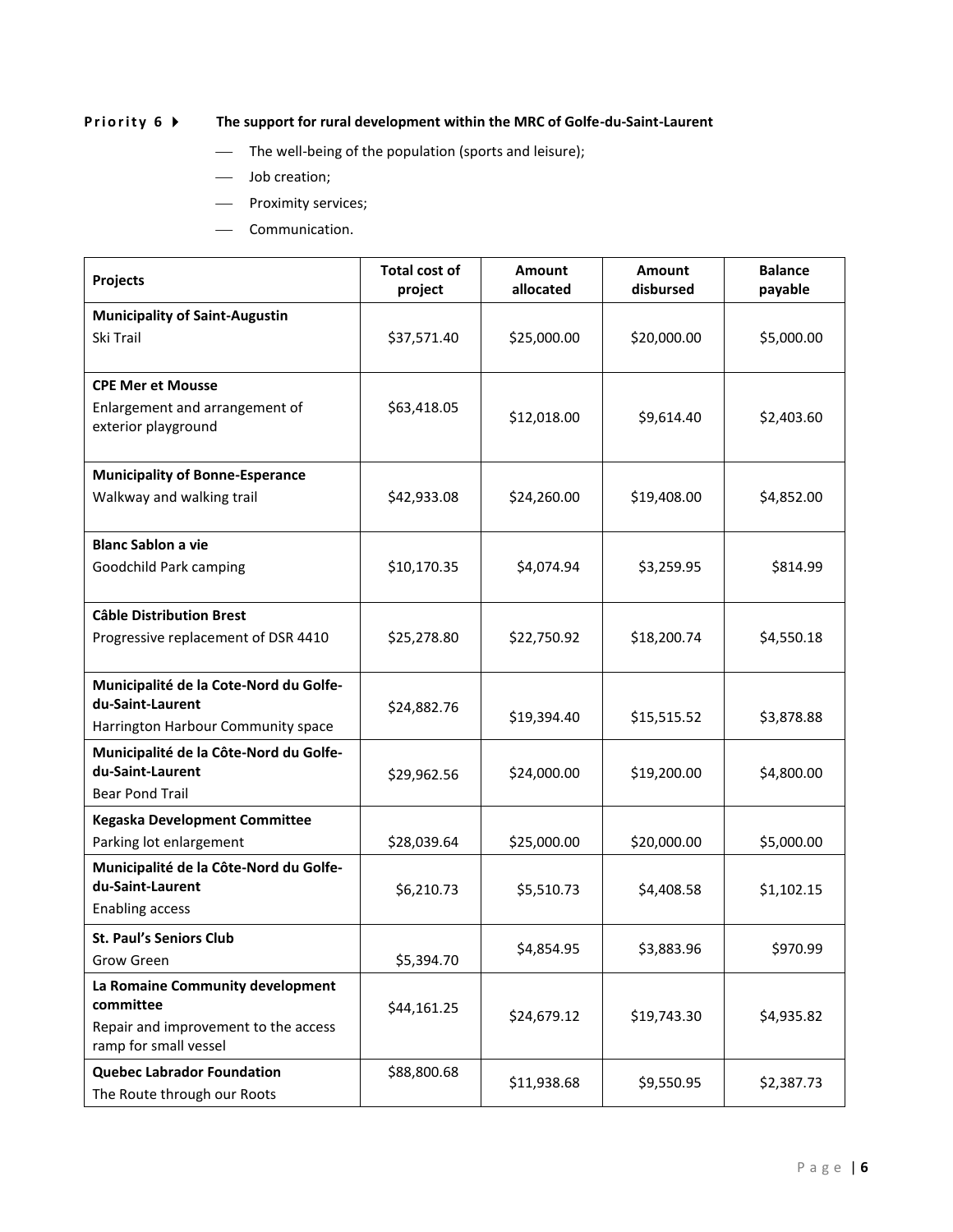**Priority 6 ▶ The support for rural development within the MRC of Golfe-du-Saint-Laurent**

- The well-being of the population (sports and leisure);
- Job creation;
- Proximity services;
- Communication.

| Projects | Total cost of project | Amount allocated | Amount disbursed | Balance payable |
|---|---|---|---|---|
| **Municipality of Saint-Augustin**<br>Ski Trail | $37,571.40 | $25,000.00 | $20,000.00 | $5,000.00 |
| **CPE Mer et Mousse**<br>Enlargement and arrangement of exterior playground | $63,418.05 | $12,018.00 | $9,614.40 | $2,403.60 |
| **Municipality of Bonne-Esperance**<br>Walkway and walking trail | $42,933.08 | $24,260.00 | $19,408.00 | $4,852.00 |
| **Blanc Sablon a vie**<br>Goodchild Park camping | $10,170.35 | $4,074.94 | $3,259.95 | $814.99 |
| **Câble Distribution Brest**<br>Progressive replacement of DSR 4410 | $25,278.80 | $22,750.92 | $18,200.74 | $4,550.18 |
| **Municipalité de la Cote-Nord du Golfe-du-Saint-Laurent**<br>Harrington Harbour Community space | $24,882.76 | $19,394.40 | $15,515.52 | $3,878.88 |
| **Municipalité de la Côte-Nord du Golfe-du-Saint-Laurent**<br>Bear Pond Trail | $29,962.56 | $24,000.00 | $19,200.00 | $4,800.00 |
| **Kegaska Development Committee**<br>Parking lot enlargement | $28,039.64 | $25,000.00 | $20,000.00 | $5,000.00 |
| **Municipalité de la Côte-Nord du Golfe-du-Saint-Laurent**<br>Enabling access | $6,210.73 | $5,510.73 | $4,408.58 | $1,102.15 |
| **St. Paul's Seniors Club**<br>Grow Green | $5,394.70 | $4,854.95 | $3,883.96 | $970.99 |
| **La Romaine Community development committee**<br>Repair and improvement to the access ramp for small vessel | $44,161.25 | $24,679.12 | $19,743.30 | $4,935.82 |
| **Quebec Labrador Foundation**<br>The Route through our Roots | $88,800.68 | $11,938.68 | $9,550.95 | $2,387.73 |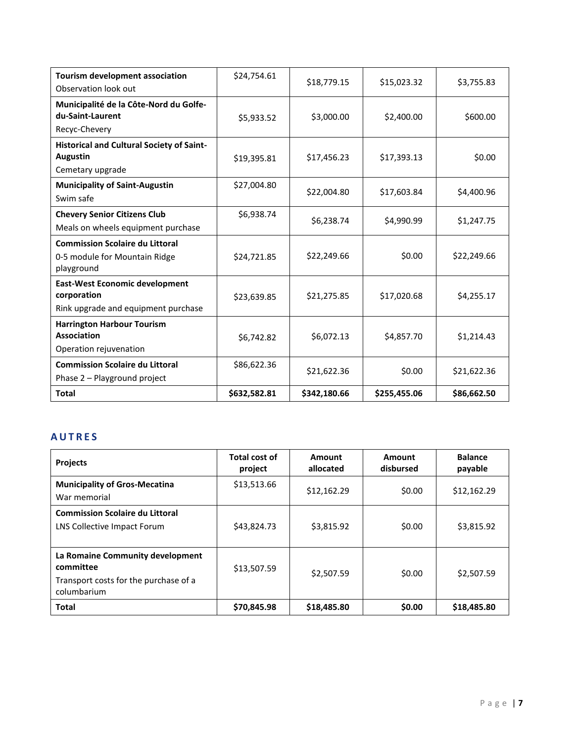| | | | | |
|---|---|---|---|---|
| **Tourism development association**<br>Observation look out | $24,754.61 | $18,779.15 | $15,023.32 | $3,755.83 |
| **Municipalité de la Côte-Nord du Golfe-du-Saint-Laurent**<br>Recyc-Chevery | $5,933.52 | $3,000.00 | $2,400.00 | $600.00 |
| **Historical and Cultural Society of Saint-Augustin**<br>Cemetary upgrade | $19,395.81 | $17,456.23 | $17,393.13 | $0.00 |
| **Municipality of Saint-Augustin**<br>Swim safe | $27,004.80 | $22,004.80 | $17,603.84 | $4,400.96 |
| **Chevery Senior Citizens Club**<br>Meals on wheels equipment purchase | $6,938.74 | $6,238.74 | $4,990.99 | $1,247.75 |
| **Commission Scolaire du Littoral**<br>0-5 module for Mountain Ridge playground | $24,721.85 | $22,249.66 | $0.00 | $22,249.66 |
| **East-West Economic development corporation**<br>Rink upgrade and equipment purchase | $23,639.85 | $21,275.85 | $17,020.68 | $4,255.17 |
| **Harrington Harbour Tourism Association**<br>Operation rejuvenation | $6,742.82 | $6,072.13 | $4,857.70 | $1,214.43 |
| **Commission Scolaire du Littoral**<br>Phase 2 – Playground project | $86,622.36 | $21,622.36 | $0.00 | $21,622.36 |
| **Total** | **$632,582.81** | **$342,180.66** | **$255,455.06** | **$86,662.50** |

## AUTRES

| Projects | Total cost of project | Amount allocated | Amount disbursed | Balance payable |
|---|---|---|---|---|
| **Municipality of Gros-Mecatina**<br>War memorial | $13,513.66 | $12,162.29 | $0.00 | $12,162.29 |
| **Commission Scolaire du Littoral**<br>LNS Collective Impact Forum | $43,824.73 | $3,815.92 | $0.00 | $3,815.92 |
| **La Romaine Community development committee**<br>Transport costs for the purchase of a columbarium | $13,507.59 | $2,507.59 | $0.00 | $2,507.59 |
| **Total** | **$70,845.98** | **$18,485.80** | **$0.00** | **$18,485.80** |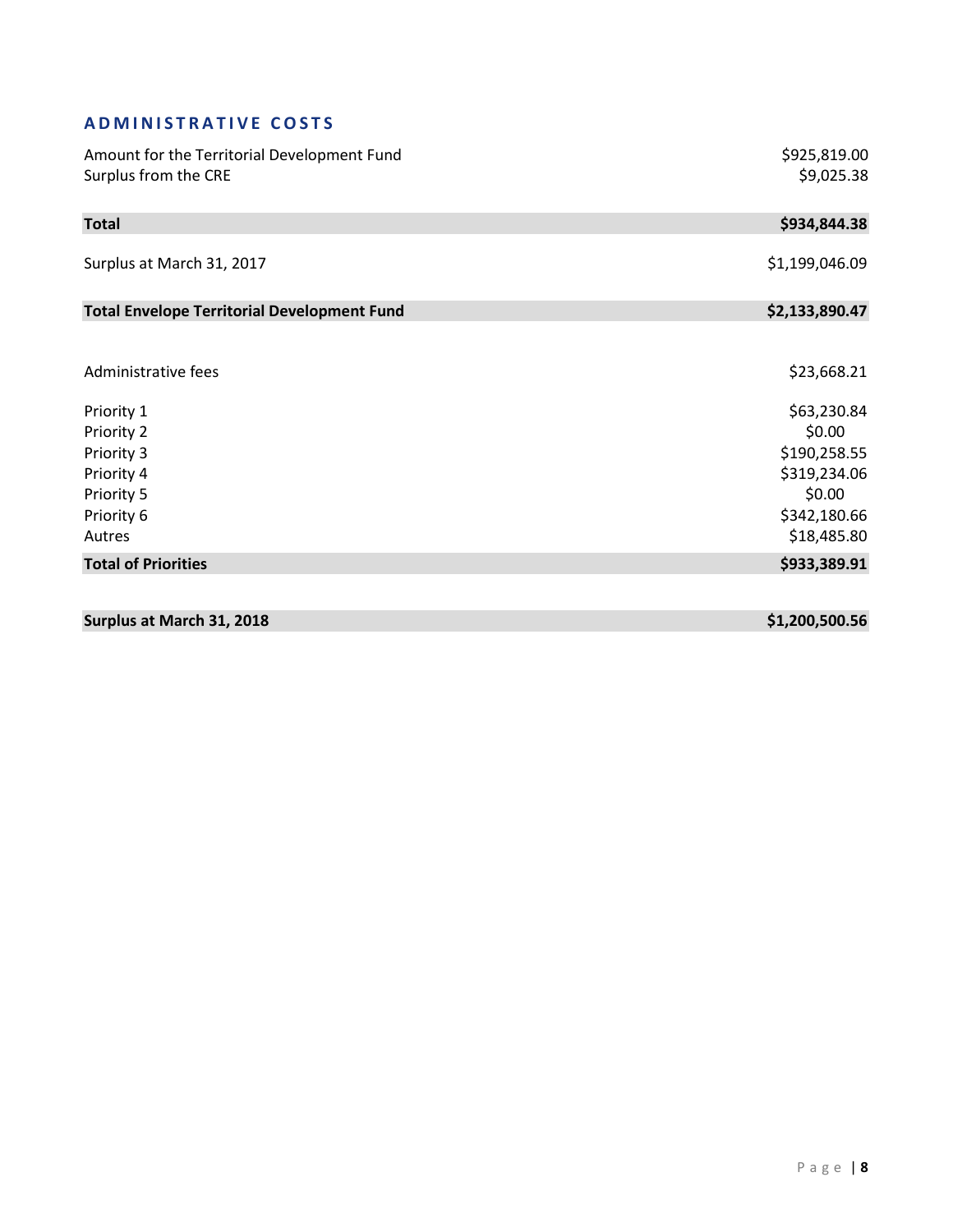## ADMINISTRATIVE COSTS

| | |
|---|---|
| Amount for the Territorial Development Fund | $925,819.00 |
| Surplus from the CRE | $9,025.38 |
| **Total** | **$934,844.38** |
| Surplus at March 31, 2017 | $1,199,046.09 |
| **Total Envelope Territorial Development Fund** | **$2,133,890.47** |
| Administrative fees | $23,668.21 |
| Priority 1 | $63,230.84 |
| Priority 2 | $0.00 |
| Priority 3 | $190,258.55 |
| Priority 4 | $319,234.06 |
| Priority 5 | $0.00 |
| Priority 6 | $342,180.66 |
| Autres | $18,485.80 |
| **Total of Priorities** | **$933,389.91** |
| **Surplus at March 31, 2018** | **$1,200,500.56** |